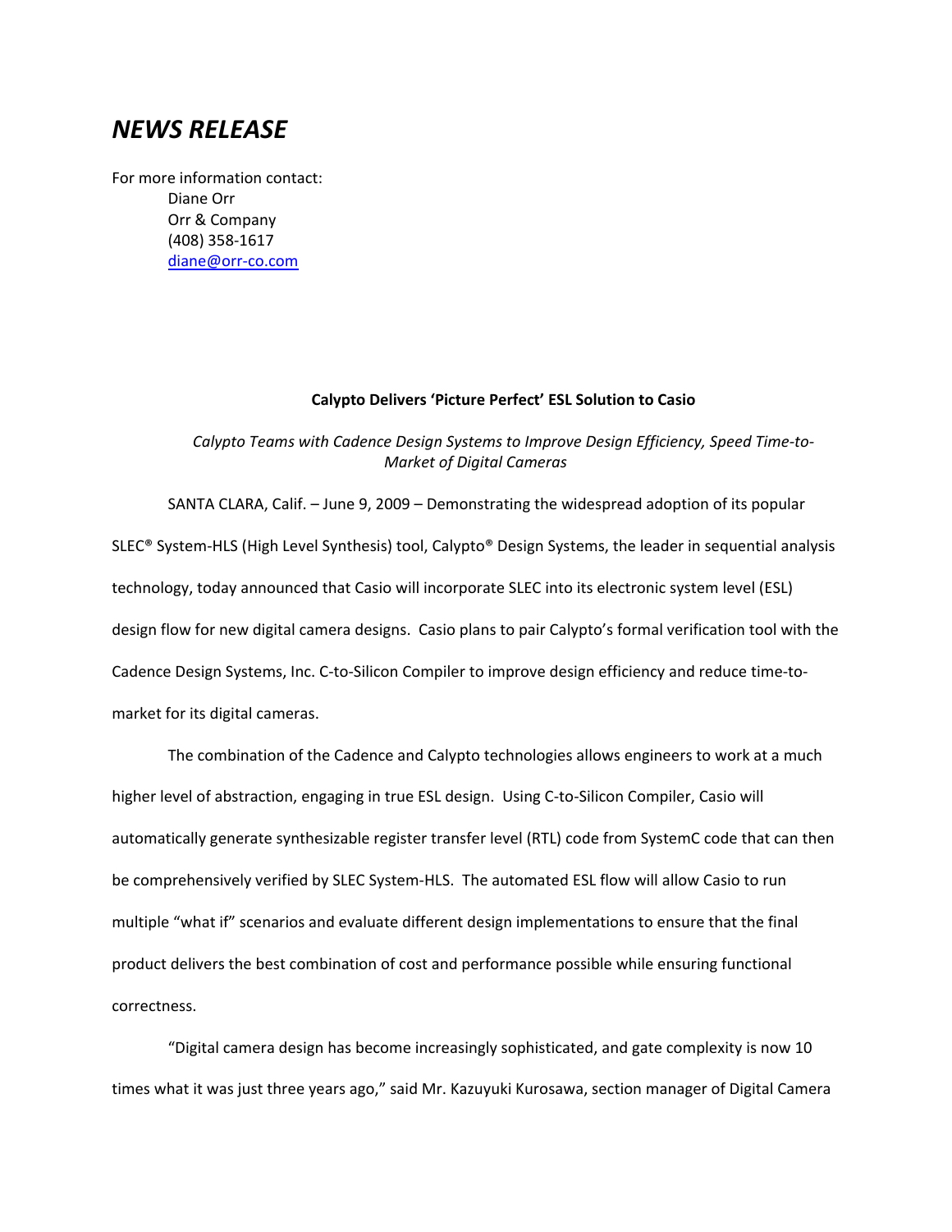# *NEWS RELEASE*

For more information contact:
Diane Orr
Orr & Company
(408) 358-1617
diane@orr-co.com

**Calypto Delivers 'Picture Perfect' ESL Solution to Casio**

*Calypto Teams with Cadence Design Systems to Improve Design Efficiency, Speed Time-to-Market of Digital Cameras*

SANTA CLARA, Calif. – June 9, 2009 – Demonstrating the widespread adoption of its popular SLEC® System-HLS (High Level Synthesis) tool, Calypto® Design Systems, the leader in sequential analysis technology, today announced that Casio will incorporate SLEC into its electronic system level (ESL) design flow for new digital camera designs. Casio plans to pair Calypto's formal verification tool with the Cadence Design Systems, Inc. C-to-Silicon Compiler to improve design efficiency and reduce time-to-market for its digital cameras.

The combination of the Cadence and Calypto technologies allows engineers to work at a much higher level of abstraction, engaging in true ESL design. Using C-to-Silicon Compiler, Casio will automatically generate synthesizable register transfer level (RTL) code from SystemC code that can then be comprehensively verified by SLEC System-HLS. The automated ESL flow will allow Casio to run multiple "what if" scenarios and evaluate different design implementations to ensure that the final product delivers the best combination of cost and performance possible while ensuring functional correctness.

"Digital camera design has become increasingly sophisticated, and gate complexity is now 10 times what it was just three years ago," said Mr. Kazuyuki Kurosawa, section manager of Digital Camera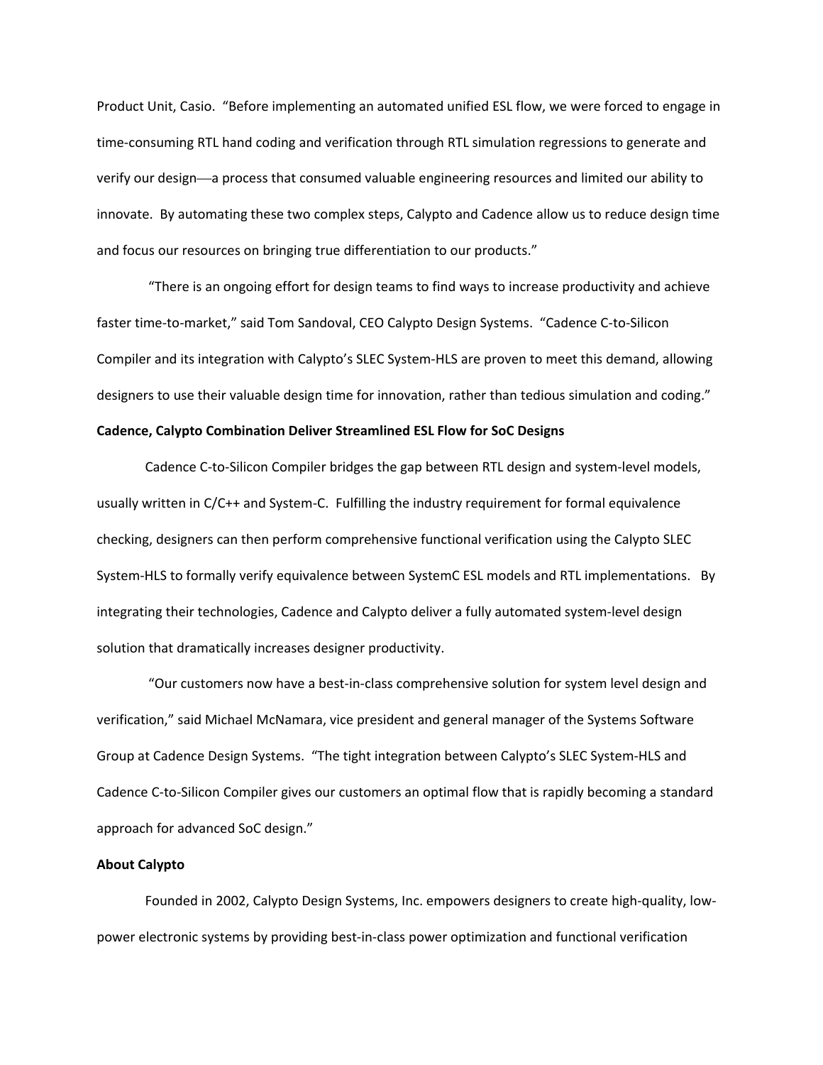Product Unit, Casio. "Before implementing an automated unified ESL flow, we were forced to engage in time-consuming RTL hand coding and verification through RTL simulation regressions to generate and verify our design—a process that consumed valuable engineering resources and limited our ability to innovate. By automating these two complex steps, Calypto and Cadence allow us to reduce design time and focus our resources on bringing true differentiation to our products."

"There is an ongoing effort for design teams to find ways to increase productivity and achieve faster time-to-market," said Tom Sandoval, CEO Calypto Design Systems. "Cadence C-to-Silicon Compiler and its integration with Calypto's SLEC System-HLS are proven to meet this demand, allowing designers to use their valuable design time for innovation, rather than tedious simulation and coding."

**Cadence, Calypto Combination Deliver Streamlined ESL Flow for SoC Designs**

Cadence C-to-Silicon Compiler bridges the gap between RTL design and system-level models, usually written in C/C++ and System-C. Fulfilling the industry requirement for formal equivalence checking, designers can then perform comprehensive functional verification using the Calypto SLEC System-HLS to formally verify equivalence between SystemC ESL models and RTL implementations. By integrating their technologies, Cadence and Calypto deliver a fully automated system-level design solution that dramatically increases designer productivity.

"Our customers now have a best-in-class comprehensive solution for system level design and verification," said Michael McNamara, vice president and general manager of the Systems Software Group at Cadence Design Systems. "The tight integration between Calypto's SLEC System-HLS and Cadence C-to-Silicon Compiler gives our customers an optimal flow that is rapidly becoming a standard approach for advanced SoC design."

**About Calypto**

Founded in 2002, Calypto Design Systems, Inc. empowers designers to create high-quality, low-power electronic systems by providing best-in-class power optimization and functional verification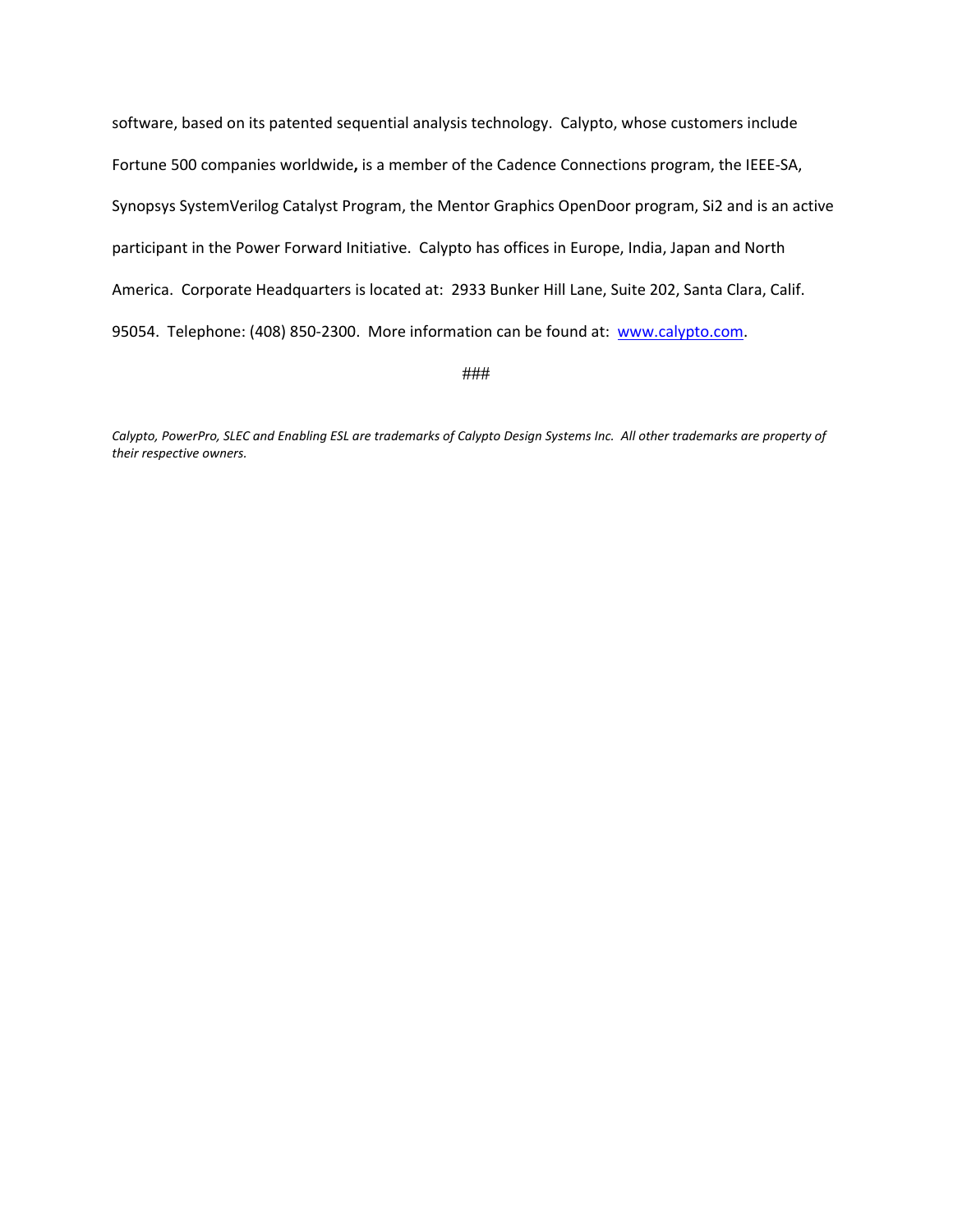software, based on its patented sequential analysis technology. Calypto, whose customers include Fortune 500 companies worldwide**,** is a member of the Cadence Connections program, the IEEE-SA, Synopsys SystemVerilog Catalyst Program, the Mentor Graphics OpenDoor program, Si2 and is an active participant in the Power Forward Initiative. Calypto has offices in Europe, India, Japan and North America. Corporate Headquarters is located at: 2933 Bunker Hill Lane, Suite 202, Santa Clara, Calif. 95054. Telephone: (408) 850-2300. More information can be found at: [www.calypto.com](http://www.calypto.com).

###

*Calypto, PowerPro, SLEC and Enabling ESL are trademarks of Calypto Design Systems Inc. All other trademarks are property of their respective owners.*